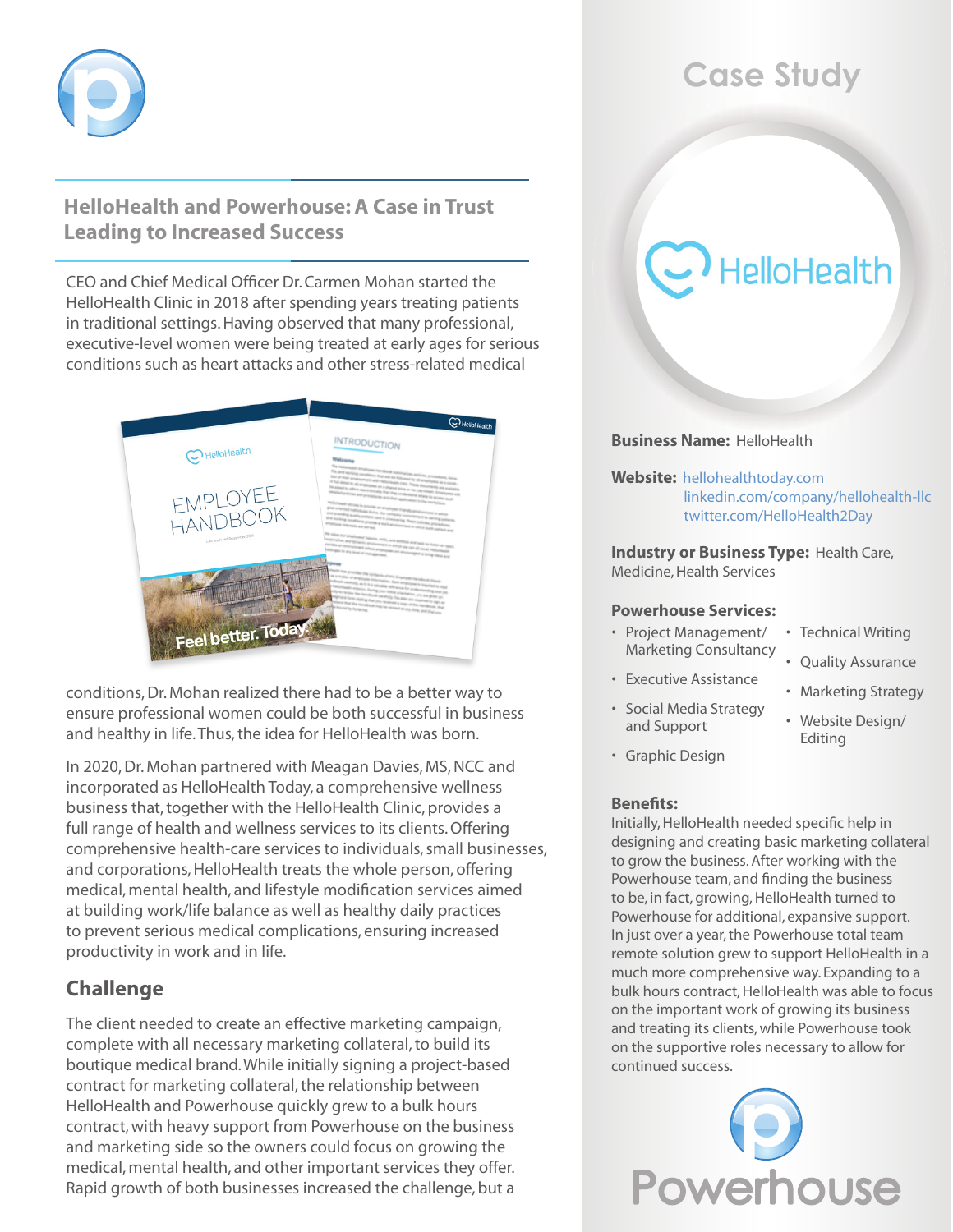# Case Study

## HelloHealth and Powerhouse: A Case in Trust Leading to Increased Success

CEO and Chief Medical Officer Dr. Carmen Mohan started the HelloHealth Clinic in 2018 after spending years treating patients in traditional settings. Having observed that many professional, executive-level women were being treated at early ages for serious conditions such as heart attacks and other stress-related medical conditions, Dr. Mohan realized there had to be a better way to ensure professional women could be both successful in business and healthy in life. Thus, the idea for HelloHealth was born.

In 2020, Dr. Mohan partnered with Meagan Davies, MS, NCC and incorporated as HelloHealth Today, a comprehensive wellness business that, together with the HelloHealth Clinic, provides a full range of health and wellness services to its clients. Offering comprehensive health-care services to individuals, small businesses, and corporations, HelloHealth treats the whole person, offering medical, mental health, and lifestyle modification services aimed at building work/life balance as well as healthy daily practices to prevent serious medical complications, ensuring increased productivity in work and in life.

## Challenge

The client needed to create an effective marketing campaign, complete with all necessary marketing collateral, to build its boutique medical brand. While initially signing a project-based contract for marketing collateral, the relationship between HelloHealth and Powerhouse quickly grew to a bulk hours contract, with heavy support from Powerhouse on the business and marketing side so the owners could focus on growing the medical, mental health, and other important services they offer. Rapid growth of both businesses increased the challenge, but a

**Business Name:** HelloHealth

**Website:** hellohealthtoday.com
linkedin.com/company/hellohealth-llc
twitter.com/HelloHealth2Day

**Industry or Business Type:** Health Care, Medicine, Health Services

**Powerhouse Services:**

- Project Management/ Marketing Consultancy
- Executive Assistance
- Social Media Strategy and Support
- Graphic Design
- Technical Writing
- Quality Assurance
- Marketing Strategy
- Website Design/ Editing

**Benefits:**
Initially, HelloHealth needed specific help in designing and creating basic marketing collateral to grow the business. After working with the Powerhouse team, and finding the business to be, in fact, growing, HelloHealth turned to Powerhouse for additional, expansive support. In just over a year, the Powerhouse total team remote solution grew to support HelloHealth in a much more comprehensive way. Expanding to a bulk hours contract, HelloHealth was able to focus on the important work of growing its business and treating its clients, while Powerhouse took on the supportive roles necessary to allow for continued success.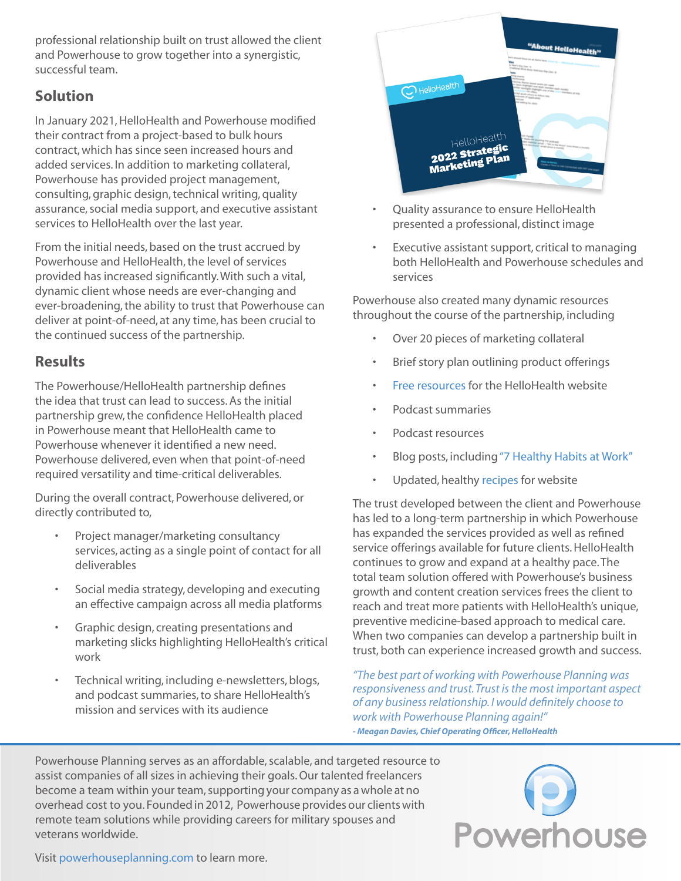professional relationship built on trust allowed the client and Powerhouse to grow together into a synergistic, successful team.

## Solution

In January 2021, HelloHealth and Powerhouse modified their contract from a project-based to bulk hours contract, which has since seen increased hours and added services. In addition to marketing collateral, Powerhouse has provided project management, consulting, graphic design, technical writing, quality assurance, social media support, and executive assistant services to HelloHealth over the last year.

From the initial needs, based on the trust accrued by Powerhouse and HelloHealth, the level of services provided has increased significantly. With such a vital, dynamic client whose needs are ever-changing and ever-broadening, the ability to trust that Powerhouse can deliver at point-of-need, at any time, has been crucial to the continued success of the partnership.

## Results

The Powerhouse/HelloHealth partnership defines the idea that trust can lead to success. As the initial partnership grew, the confidence HelloHealth placed in Powerhouse meant that HelloHealth came to Powerhouse whenever it identified a new need. Powerhouse delivered, even when that point-of-need required versatility and time-critical deliverables.

During the overall contract, Powerhouse delivered, or directly contributed to,

- Project manager/marketing consultancy services, acting as a single point of contact for all deliverables
- Social media strategy, developing and executing an effective campaign across all media platforms
- Graphic design, creating presentations and marketing slicks highlighting HelloHealth's critical work
- Technical writing, including e-newsletters, blogs, and podcast summaries, to share HelloHealth's mission and services with its audience
- Quality assurance to ensure HelloHealth presented a professional, distinct image
- Executive assistant support, critical to managing both HelloHealth and Powerhouse schedules and services

Powerhouse also created many dynamic resources throughout the course of the partnership, including

- Over 20 pieces of marketing collateral
- Brief story plan outlining product offerings
- Free resources for the HelloHealth website
- Podcast summaries
- Podcast resources
- Blog posts, including "7 Healthy Habits at Work"
- Updated, healthy recipes for website

The trust developed between the client and Powerhouse has led to a long-term partnership in which Powerhouse has expanded the services provided as well as refined service offerings available for future clients. HelloHealth continues to grow and expand at a healthy pace. The total team solution offered with Powerhouse's business growth and content creation services frees the client to reach and treat more patients with HelloHealth's unique, preventive medicine-based approach to medical care. When two companies can develop a partnership built in trust, both can experience increased growth and success.

*"The best part of working with Powerhouse Planning was responsiveness and trust. Trust is the most important aspect of any business relationship. I would definitely choose to work with Powerhouse Planning again!"*

***- Meagan Davies, Chief Operating Officer, HelloHealth***

Powerhouse Planning serves as an affordable, scalable, and targeted resource to assist companies of all sizes in achieving their goals. Our talented freelancers become a team within your team, supporting your company as a whole at no overhead cost to you. Founded in 2012, Powerhouse provides our clients with remote team solutions while providing careers for military spouses and veterans worldwide.

Visit powerhouseplanning.com to learn more.